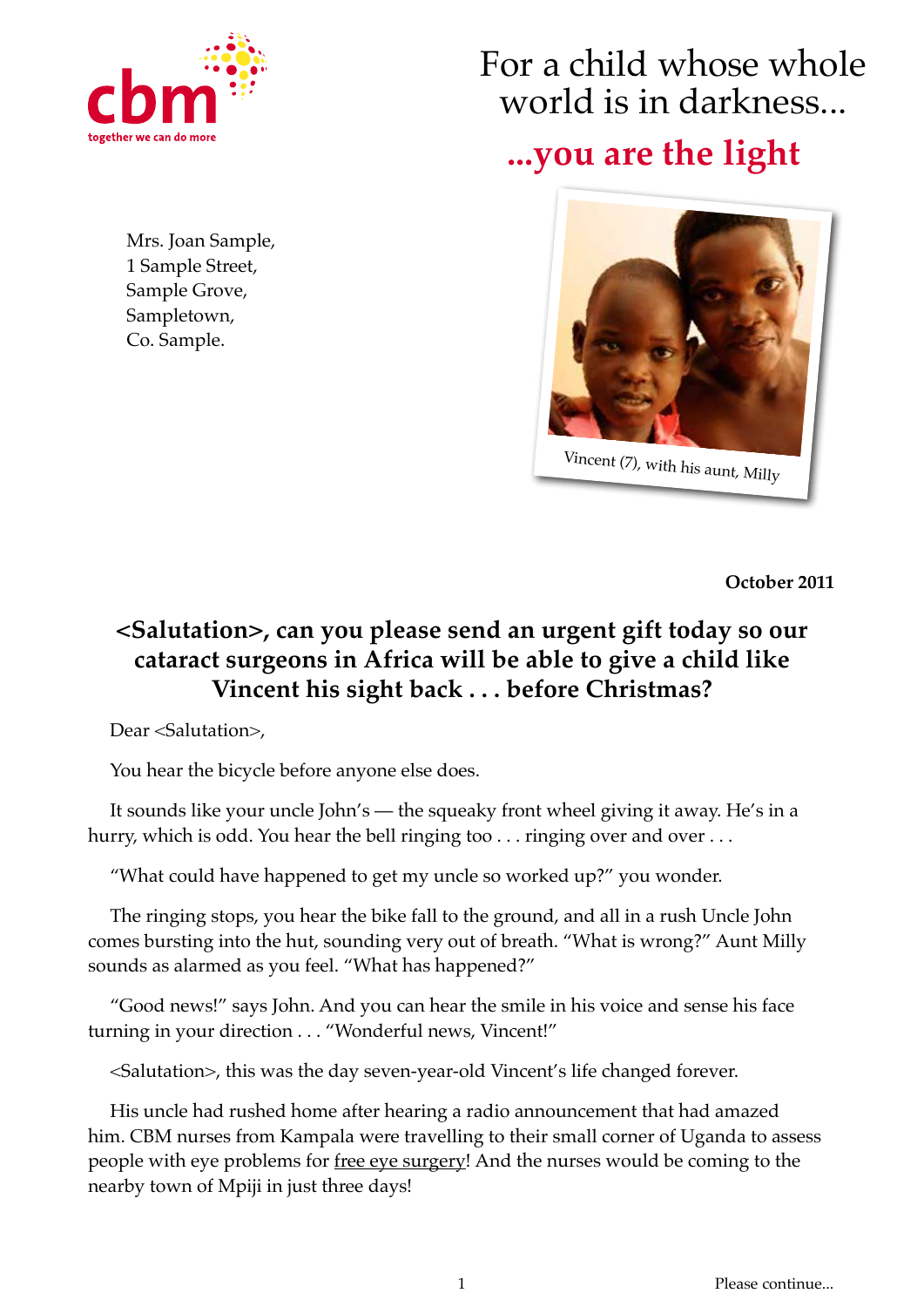cbm
together we can do more

# For a child whose whole world is in darkness...

## ...you are the light

Mrs. Joan Sample,
1 Sample Street,
Sample Grove,
Sampletown,
Co. Sample.

Vincent (7), with his aunt, Milly

**October 2011**

### <Salutation>, can you please send an urgent gift today so our cataract surgeons in Africa will be able to give a child like Vincent his sight back . . . before Christmas?

Dear <Salutation>,

You hear the bicycle before anyone else does.

It sounds like your uncle John's — the squeaky front wheel giving it away. He's in a hurry, which is odd. You hear the bell ringing too . . . ringing over and over . . .

"What could have happened to get my uncle so worked up?" you wonder.

The ringing stops, you hear the bike fall to the ground, and all in a rush Uncle John comes bursting into the hut, sounding very out of breath. "What is wrong?" Aunt Milly sounds as alarmed as you feel. "What has happened?"

"Good news!" says John. And you can hear the smile in his voice and sense his face turning in your direction . . . "Wonderful news, Vincent!"

<Salutation>, this was the day seven-year-old Vincent's life changed forever.

His uncle had rushed home after hearing a radio announcement that had amazed him. CBM nurses from Kampala were travelling to their small corner of Uganda to assess people with eye problems for free eye surgery! And the nurses would be coming to the nearby town of Mpiji in just three days!

Please continue...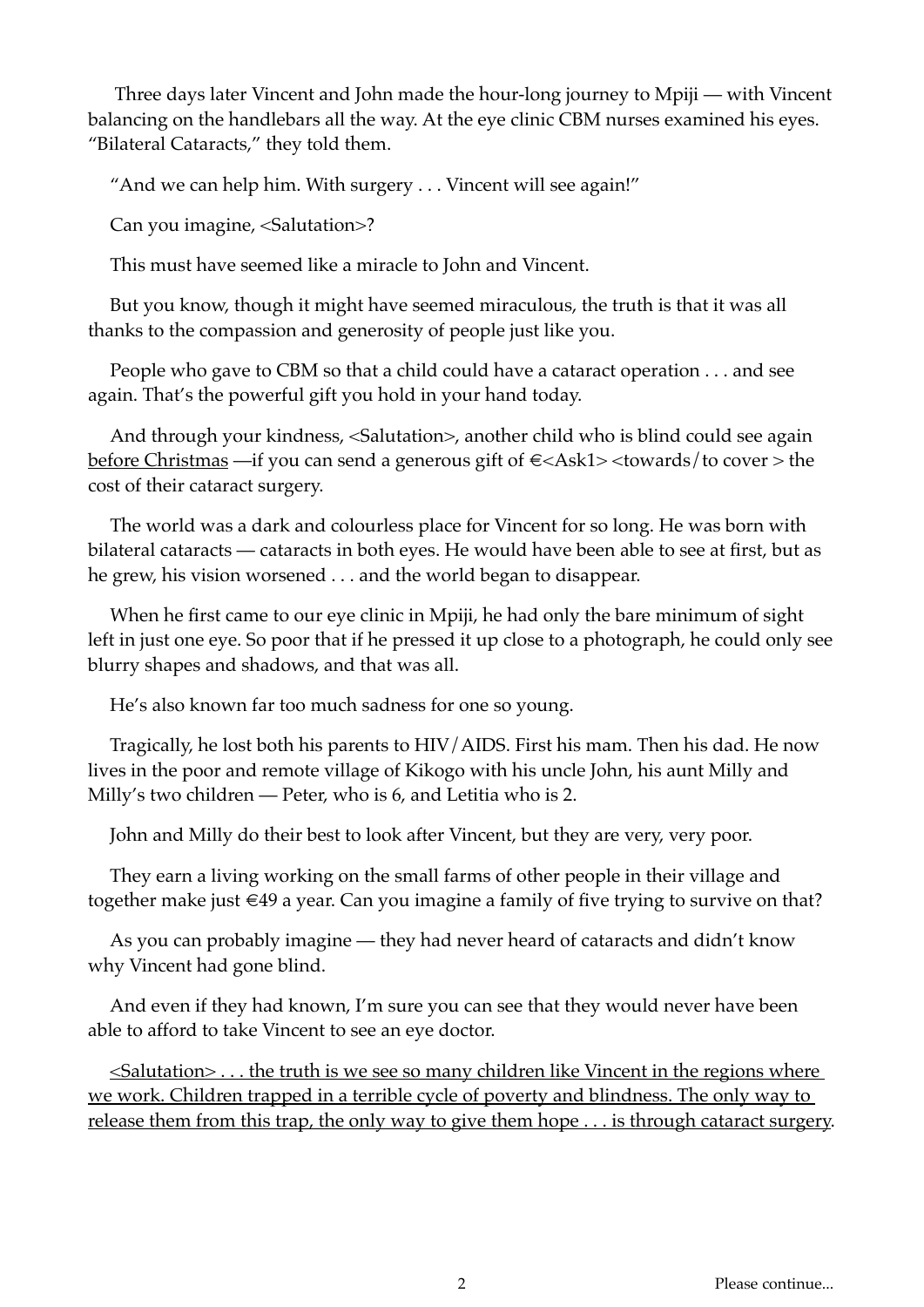Three days later Vincent and John made the hour-long journey to Mpiji — with Vincent balancing on the handlebars all the way. At the eye clinic CBM nurses examined his eyes. “Bilateral Cataracts,” they told them.

“And we can help him. With surgery . . . Vincent will see again!”

Can you imagine, <Salutation>?

This must have seemed like a miracle to John and Vincent.

But you know, though it might have seemed miraculous, the truth is that it was all thanks to the compassion and generosity of people just like you.

People who gave to CBM so that a child could have a cataract operation . . . and see again. That’s the powerful gift you hold in your hand today.

And through your kindness, <Salutation>, another child who is blind could see again <u>before Christmas</u> —if you can send a generous gift of €<Ask1> <towards/to cover > the cost of their cataract surgery.

The world was a dark and colourless place for Vincent for so long. He was born with bilateral cataracts — cataracts in both eyes. He would have been able to see at first, but as he grew, his vision worsened . . . and the world began to disappear.

When he first came to our eye clinic in Mpiji, he had only the bare minimum of sight left in just one eye. So poor that if he pressed it up close to a photograph, he could only see blurry shapes and shadows, and that was all.

He’s also known far too much sadness for one so young.

Tragically, he lost both his parents to HIV/AIDS. First his mam. Then his dad. He now lives in the poor and remote village of Kikogo with his uncle John, his aunt Milly and Milly’s two children — Peter, who is 6, and Letitia who is 2.

John and Milly do their best to look after Vincent, but they are very, very poor.

They earn a living working on the small farms of other people in their village and together make just €49 a year. Can you imagine a family of five trying to survive on that?

As you can probably imagine — they had never heard of cataracts and didn’t know why Vincent had gone blind.

And even if they had known, I’m sure you can see that they would never have been able to afford to take Vincent to see an eye doctor.

<u><Salutation> . . . the truth is we see so many children like Vincent in the regions where we work. Children trapped in a terrible cycle of poverty and blindness. The only way to release them from this trap, the only way to give them hope . . . is through cataract surgery</u>.

Please continue...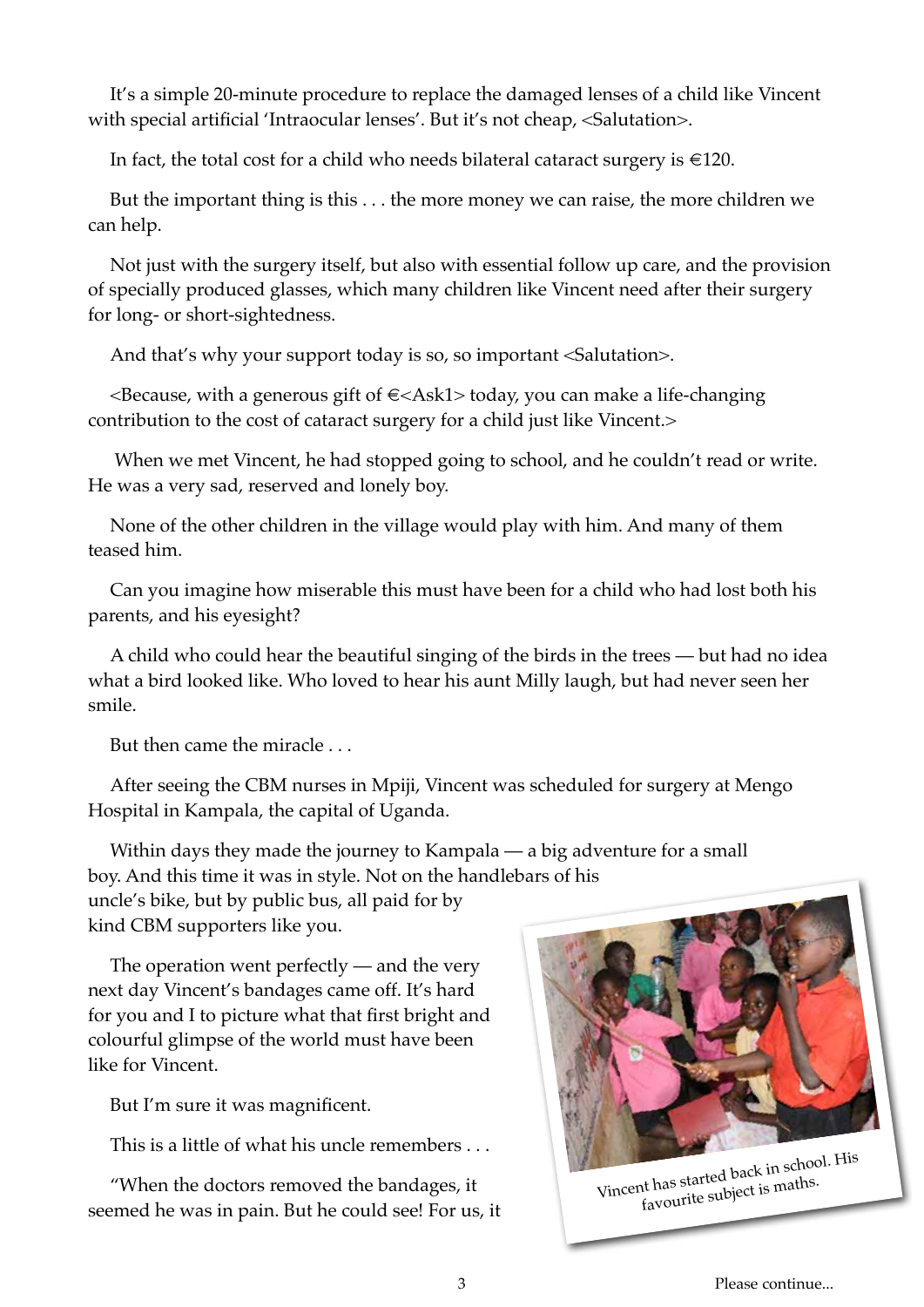It's a simple 20-minute procedure to replace the damaged lenses of a child like Vincent with special artificial 'Intraocular lenses'. But it's not cheap, <Salutation>.

In fact, the total cost for a child who needs bilateral cataract surgery is €120.

But the important thing is this . . . the more money we can raise, the more children we can help.

Not just with the surgery itself, but also with essential follow up care, and the provision of specially produced glasses, which many children like Vincent need after their surgery for long- or short-sightedness.

And that's why your support today is so, so important <Salutation>.

<Because, with a generous gift of €<Ask1> today, you can make a life-changing contribution to the cost of cataract surgery for a child just like Vincent.>

When we met Vincent, he had stopped going to school, and he couldn't read or write. He was a very sad, reserved and lonely boy.

None of the other children in the village would play with him. And many of them teased him.

Can you imagine how miserable this must have been for a child who had lost both his parents, and his eyesight?

A child who could hear the beautiful singing of the birds in the trees — but had no idea what a bird looked like. Who loved to hear his aunt Milly laugh, but had never seen her smile.

But then came the miracle . . .

After seeing the CBM nurses in Mpiji, Vincent was scheduled for surgery at Mengo Hospital in Kampala, the capital of Uganda.

Within days they made the journey to Kampala — a big adventure for a small boy. And this time it was in style. Not on the handlebars of his uncle's bike, but by public bus, all paid for by kind CBM supporters like you.

The operation went perfectly — and the very next day Vincent's bandages came off. It's hard for you and I to picture what that first bright and colourful glimpse of the world must have been like for Vincent.

But I'm sure it was magnificent.

This is a little of what his uncle remembers . . .

"When the doctors removed the bandages, it seemed he was in pain. But he could see! For us, it

Vincent has started back in school. His favourite subject is maths.

Please continue...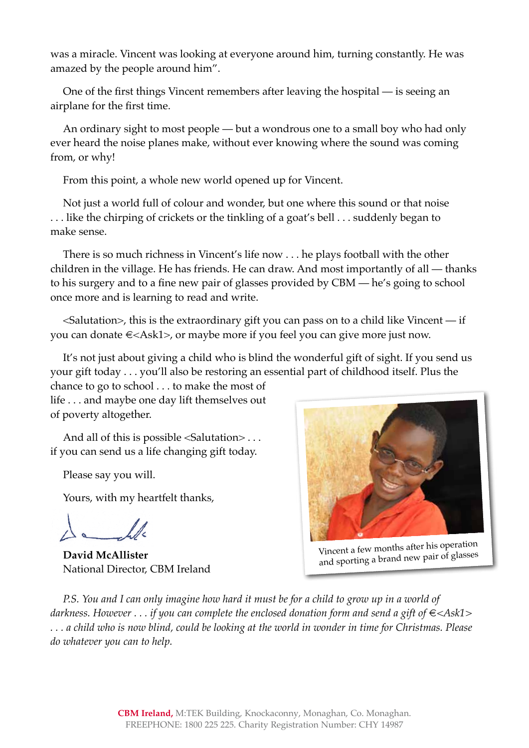was a miracle. Vincent was looking at everyone around him, turning constantly. He was amazed by the people around him".

One of the first things Vincent remembers after leaving the hospital — is seeing an airplane for the first time.

An ordinary sight to most people — but a wondrous one to a small boy who had only ever heard the noise planes make, without ever knowing where the sound was coming from, or why!

From this point, a whole new world opened up for Vincent.

Not just a world full of colour and wonder, but one where this sound or that noise . . . like the chirping of crickets or the tinkling of a goat's bell . . . suddenly began to make sense.

There is so much richness in Vincent's life now . . . he plays football with the other children in the village. He has friends. He can draw. And most importantly of all — thanks to his surgery and to a fine new pair of glasses provided by CBM — he's going to school once more and is learning to read and write.

<Salutation>, this is the extraordinary gift you can pass on to a child like Vincent — if you can donate €<Ask1>, or maybe more if you feel you can give more just now.

It's not just about giving a child who is blind the wonderful gift of sight. If you send us your gift today . . . you'll also be restoring an essential part of childhood itself. Plus the chance to go to school . . . to make the most of life . . . and maybe one day lift themselves out of poverty altogether.

And all of this is possible <Salutation> . . . if you can send us a life changing gift today.

Please say you will.

Yours, with my heartfelt thanks,

**David McAllister**
National Director, CBM Ireland

Vincent a few months after his operation and sporting a brand new pair of glasses

*P.S. You and I can only imagine how hard it must be for a child to grow up in a world of darkness. However . . . if you can complete the enclosed donation form and send a gift of €<Ask1> . . . a child who is now blind, could be looking at the world in wonder in time for Christmas. Please do whatever you can to help.*

**CBM Ireland,** M:TEK Building, Knockaconny, Monaghan, Co. Monaghan.
FREEPHONE: 1800 225 225. Charity Registration Number: CHY 14987